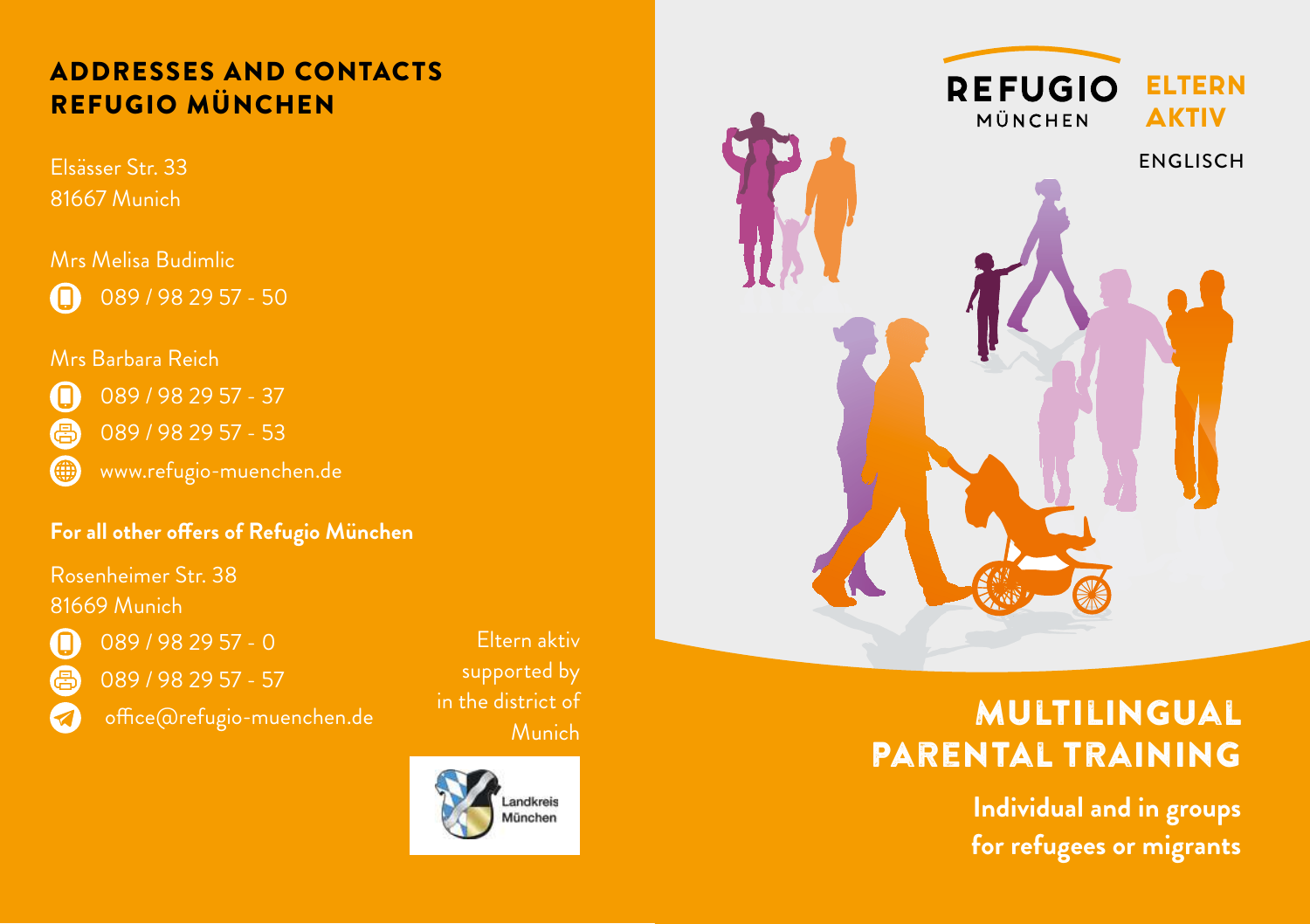## ADDRESSES AND CONTACTS REFUGIO MÜNCHEN

Elsässer Str. 33
81667 Munich

Mrs Melisa Budimlic
089 / 98 29 57 - 50

Mrs Barbara Reich
089 / 98 29 57 - 37
089 / 98 29 57 - 53
www.refugio-muenchen.de

**For all other offers of Refugio München**

Rosenheimer Str. 38
81669 Munich

089 / 98 29 57 - 0
089 / 98 29 57 - 57
office@refugio-muenchen.de

Eltern aktiv supported by in the district of Munich

Landkreis München

REFUGIO MÜNCHEN

ELTERN AKTIV

ENGLISCH

# MULTILINGUAL PARENTAL TRAINING

**Individual and in groups for refugees or migrants**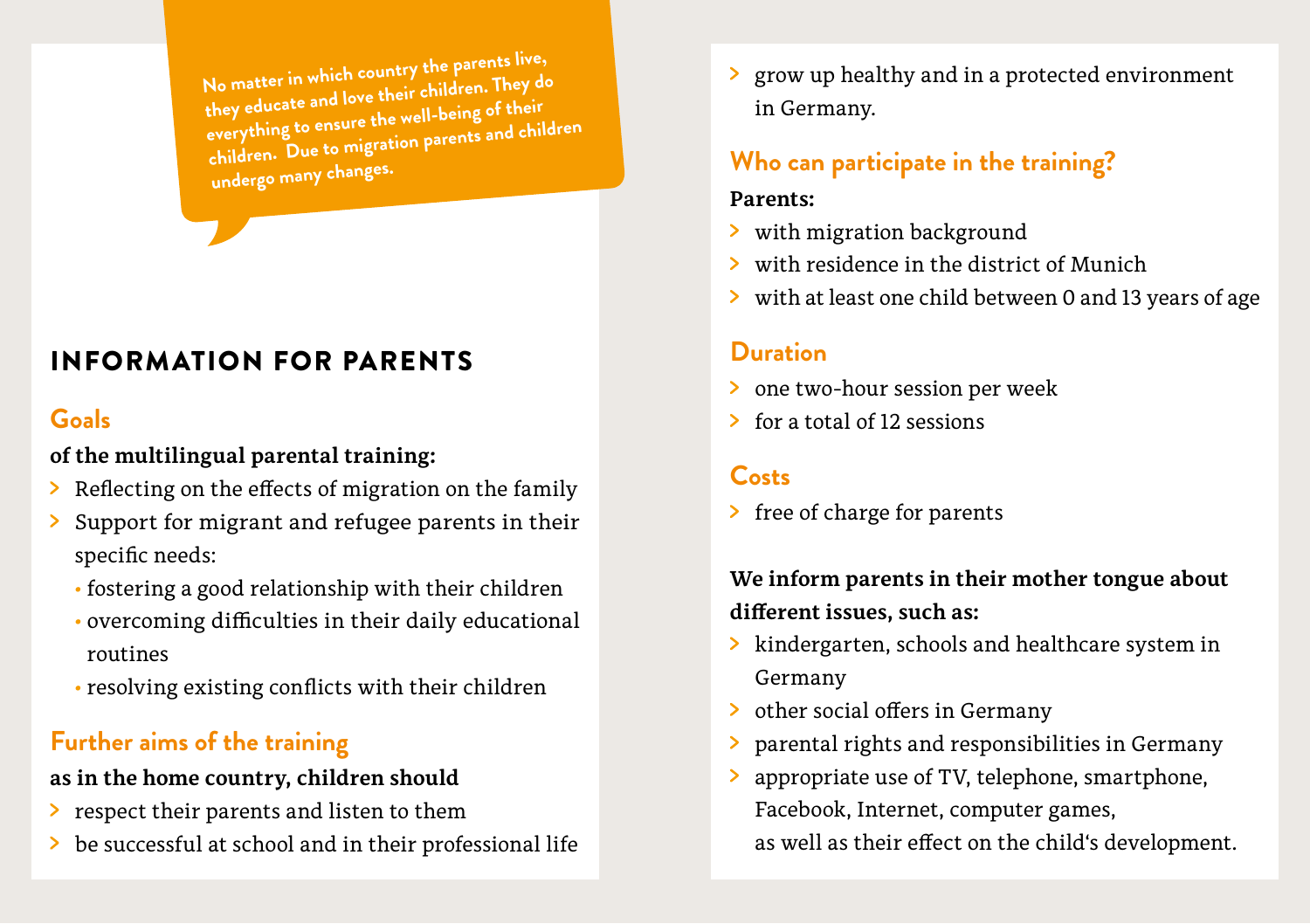No matter in which country the parents live, they educate and love their children. They do everything to ensure the well-being of their children. Due to migration parents and children undergo many changes.

## INFORMATION FOR PARENTS

### Goals

**of the multilingual parental training:**

- Reflecting on the effects of migration on the family
- Support for migrant and refugee parents in their specific needs:
  - fostering a good relationship with their children
  - overcoming difficulties in their daily educational routines
  - resolving existing conflicts with their children

### Further aims of the training

**as in the home country, children should**

- respect their parents and listen to them
- be successful at school and in their professional life
- grow up healthy and in a protected environment in Germany.

### Who can participate in the training?

**Parents:**

- with migration background
- with residence in the district of Munich
- with at least one child between 0 and 13 years of age

### Duration

- one two-hour session per week
- for a total of 12 sessions

### Costs

- free of charge for parents

**We inform parents in their mother tongue about different issues, such as:**

- kindergarten, schools and healthcare system in Germany
- other social offers in Germany
- parental rights and responsibilities in Germany
- appropriate use of TV, telephone, smartphone, Facebook, Internet, computer games, as well as their effect on the child‘s development.